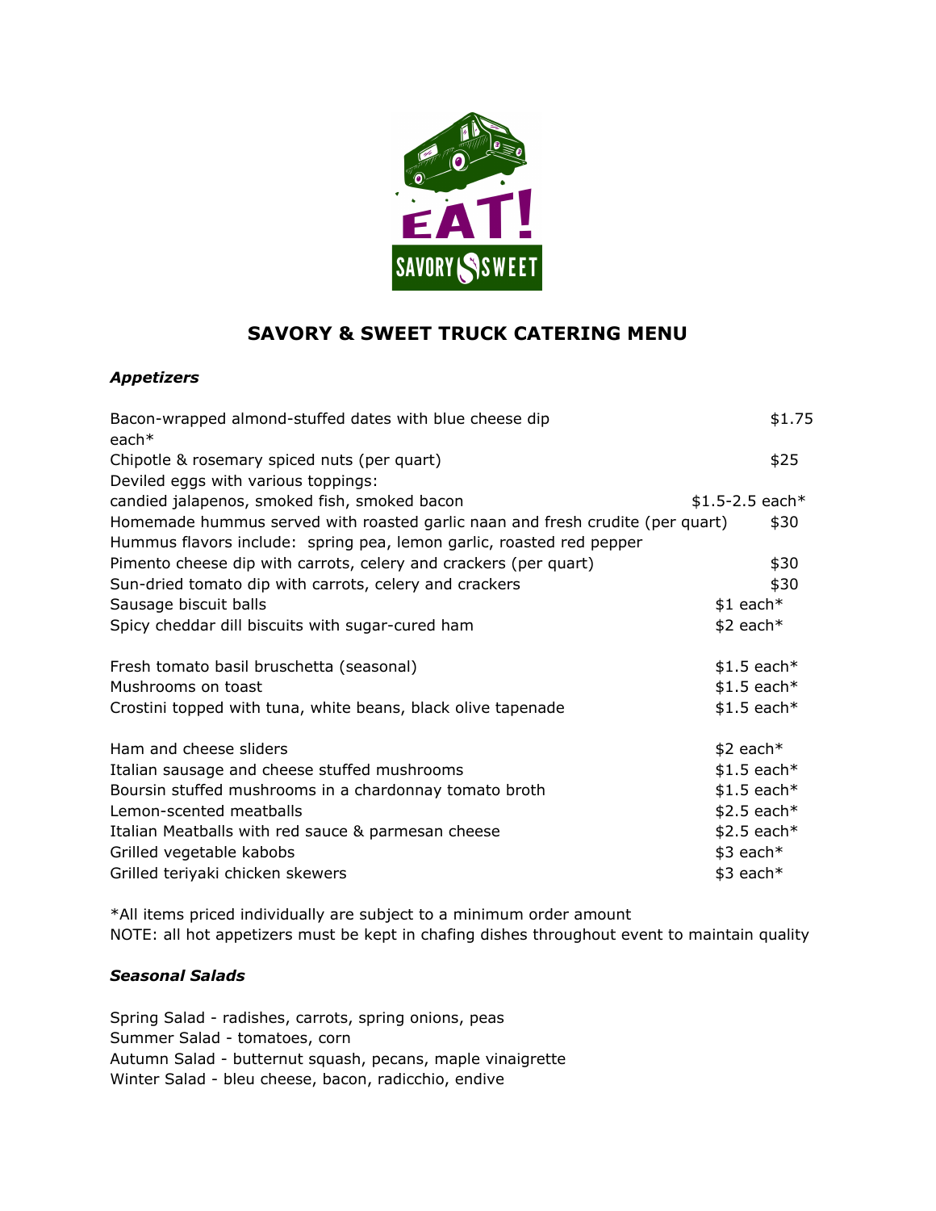EAT!

SAVORY & SWEET

# SAVORY & SWEET TRUCK CATERING MENU

### *Appetizers*

| Item | Price |
|---|---|
| Bacon-wrapped almond-stuffed dates with blue cheese dip | $1.75 each* |
| Chipotle & rosemary spiced nuts (per quart) | $25 |
| Deviled eggs with various toppings: candied jalapenos, smoked fish, smoked bacon | $1.5-2.5 each* |
| Homemade hummus served with roasted garlic naan and fresh crudite (per quart) Hummus flavors include: spring pea, lemon garlic, roasted red pepper | $30 |
| Pimento cheese dip with carrots, celery and crackers (per quart) | $30 |
| Sun-dried tomato dip with carrots, celery and crackers | $30 |
| Sausage biscuit balls | $1 each* |
| Spicy cheddar dill biscuits with sugar-cured ham | $2 each* |
| Fresh tomato basil bruschetta (seasonal) | $1.5 each* |
| Mushrooms on toast | $1.5 each* |
| Crostini topped with tuna, white beans, black olive tapenade | $1.5 each* |
| Ham and cheese sliders | $2 each* |
| Italian sausage and cheese stuffed mushrooms | $1.5 each* |
| Boursin stuffed mushrooms in a chardonnay tomato broth | $1.5 each* |
| Lemon-scented meatballs | $2.5 each* |
| Italian Meatballs with red sauce & parmesan cheese | $2.5 each* |
| Grilled vegetable kabobs | $3 each* |
| Grilled teriyaki chicken skewers | $3 each* |

*All items priced individually are subject to a minimum order amount
NOTE: all hot appetizers must be kept in chafing dishes throughout event to maintain quality

### *Seasonal Salads*

Spring Salad - radishes, carrots, spring onions, peas
Summer Salad - tomatoes, corn
Autumn Salad - butternut squash, pecans, maple vinaigrette
Winter Salad - bleu cheese, bacon, radicchio, endive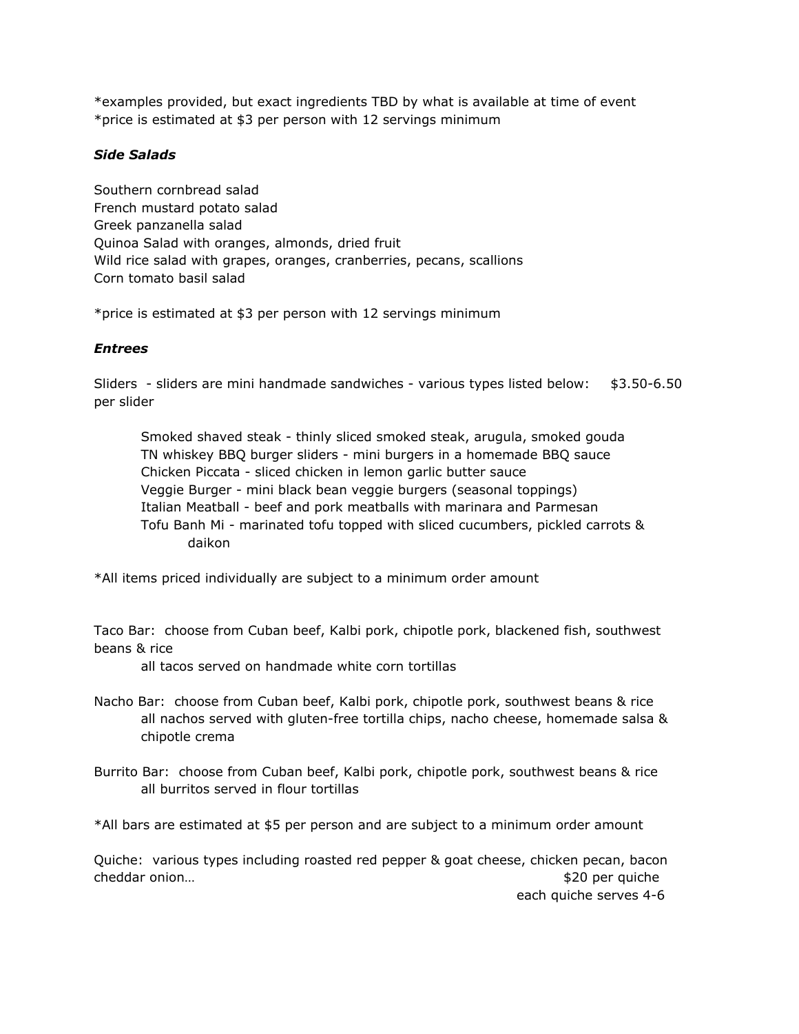*examples provided, but exact ingredients TBD by what is available at time of event
*price is estimated at $3 per person with 12 servings minimum

***Side Salads***

Southern cornbread salad
French mustard potato salad
Greek panzanella salad
Quinoa Salad with oranges, almonds, dried fruit
Wild rice salad with grapes, oranges, cranberries, pecans, scallions
Corn tomato basil salad

*price is estimated at $3 per person with 12 servings minimum

***Entrees***

Sliders - sliders are mini handmade sandwiches - various types listed below: $3.50-6.50 per slider

> Smoked shaved steak - thinly sliced smoked steak, arugula, smoked gouda
> TN whiskey BBQ burger sliders - mini burgers in a homemade BBQ sauce
> Chicken Piccata - sliced chicken in lemon garlic butter sauce
> Veggie Burger - mini black bean veggie burgers (seasonal toppings)
> Italian Meatball - beef and pork meatballs with marinara and Parmesan
> Tofu Banh Mi - marinated tofu topped with sliced cucumbers, pickled carrots & daikon

*All items priced individually are subject to a minimum order amount

Taco Bar: choose from Cuban beef, Kalbi pork, chipotle pork, blackened fish, southwest beans & rice
  all tacos served on handmade white corn tortillas

Nacho Bar: choose from Cuban beef, Kalbi pork, chipotle pork, southwest beans & rice
  all nachos served with gluten-free tortilla chips, nacho cheese, homemade salsa & chipotle crema

Burrito Bar: choose from Cuban beef, Kalbi pork, chipotle pork, southwest beans & rice
  all burritos served in flour tortillas

*All bars are estimated at $5 per person and are subject to a minimum order amount

Quiche: various types including roasted red pepper & goat cheese, chicken pecan, bacon cheddar onion… $20 per quiche
each quiche serves 4-6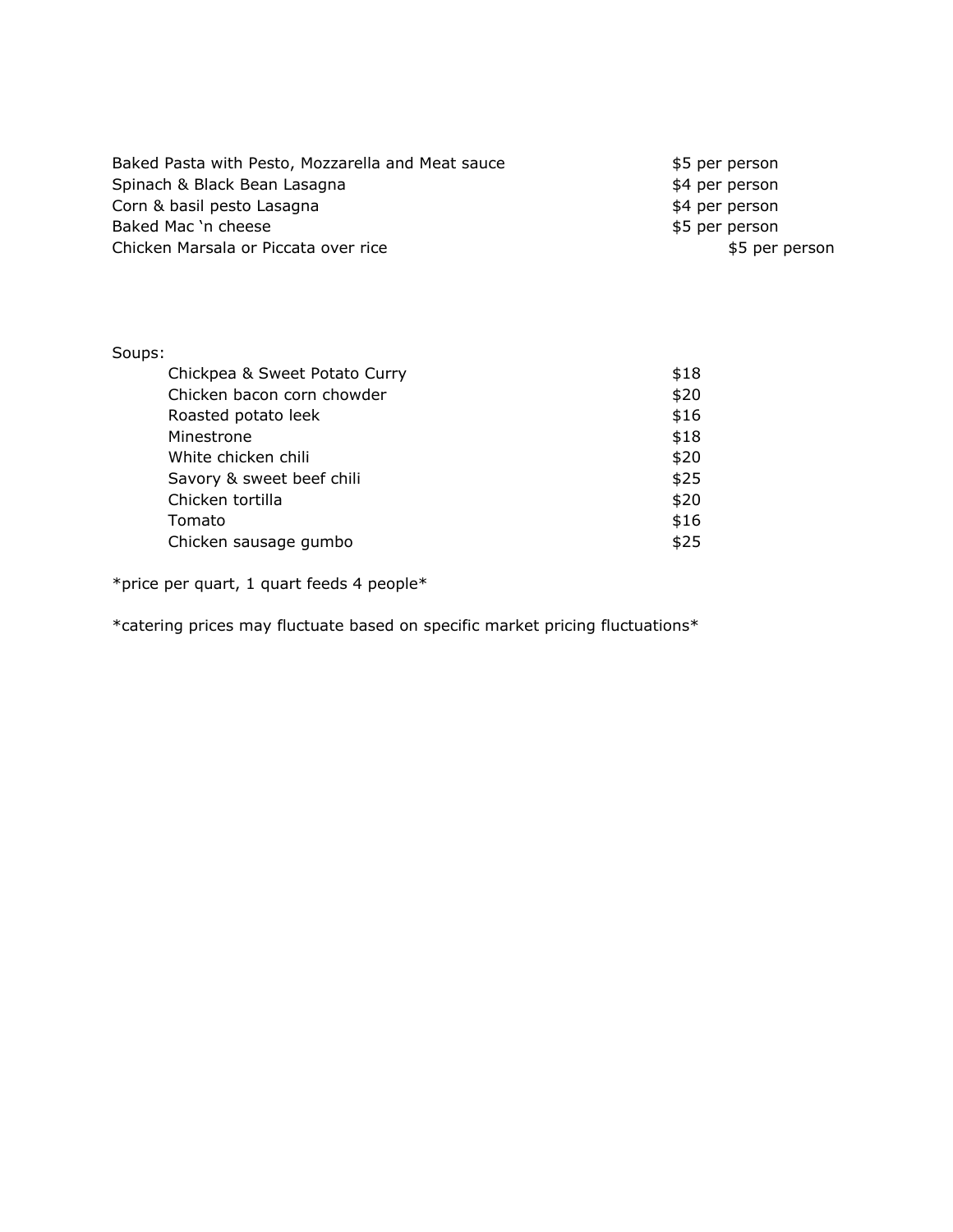| | |
|---|---|
| Baked Pasta with Pesto, Mozzarella and Meat sauce | $5 per person |
| Spinach & Black Bean Lasagna | $4 per person |
| Corn & basil pesto Lasagna | $4 per person |
| Baked Mac 'n cheese | $5 per person |
| Chicken Marsala or Piccata over rice | $5 per person |

Soups:

| | |
|---|---|
| Chickpea & Sweet Potato Curry | $18 |
| Chicken bacon corn chowder | $20 |
| Roasted potato leek | $16 |
| Minestrone | $18 |
| White chicken chili | $20 |
| Savory & sweet beef chili | $25 |
| Chicken tortilla | $20 |
| Tomato | $16 |
| Chicken sausage gumbo | $25 |

*price per quart, 1 quart feeds 4 people*

*catering prices may fluctuate based on specific market pricing fluctuations*